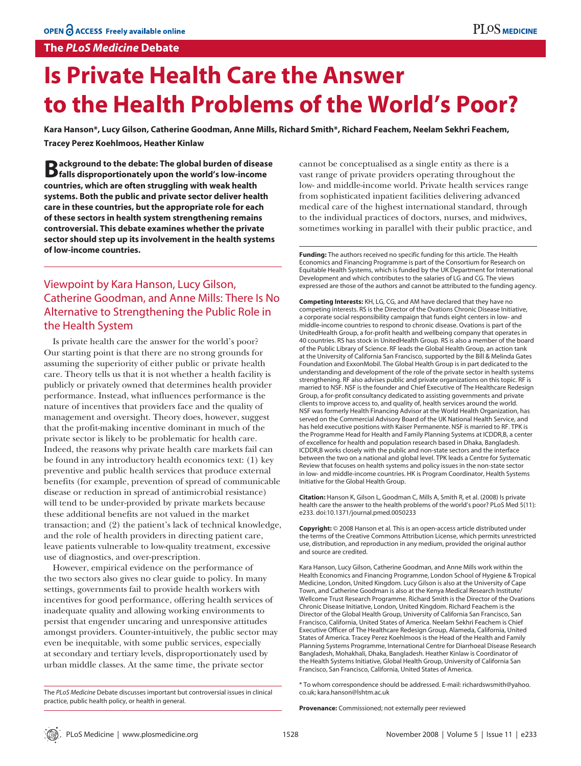# Is Private Health Care the Answer to the Health Problems of the World's Poor?

**Kara Hanson*, Lucy Gilson, Catherine Goodman, Anne Mills, Richard Smith*, Richard Feachem, Neelam Sekhri Feachem, Tracey Perez Koehlmoos, Heather Kinlaw**

**Background to the debate: The global burden of disease falls disproportionately upon the world's low-income countries, which are often struggling with weak health systems. Both the public and private sector deliver health care in these countries, but the appropriate role for each of these sectors in health system strengthening remains controversial. This debate examines whether the private sector should step up its involvement in the health systems of low-income countries.**

## Viewpoint by Kara Hanson, Lucy Gilson, Catherine Goodman, and Anne Mills: There Is No Alternative to Strengthening the Public Role in the Health System

Is private health care the answer for the world's poor? Our starting point is that there are no strong grounds for assuming the superiority of either public or private health care. Theory tells us that it is not whether a health facility is publicly or privately owned that determines health provider performance. Instead, what influences performance is the nature of incentives that providers face and the quality of management and oversight. Theory does, however, suggest that the profit-making incentive dominant in much of the private sector is likely to be problematic for health care. Indeed, the reasons why private health care markets fail can be found in any introductory health economics text: (1) key preventive and public health services that produce external benefits (for example, prevention of spread of communicable disease or reduction in spread of antimicrobial resistance) will tend to be under-provided by private markets because these additional benefits are not valued in the market transaction; and (2) the patient's lack of technical knowledge, and the role of health providers in directing patient care, leave patients vulnerable to low-quality treatment, excessive use of diagnostics, and over-prescription.

However, empirical evidence on the performance of the two sectors also gives no clear guide to policy. In many settings, governments fail to provide health workers with incentives for good performance, offering health services of inadequate quality and allowing working environments to persist that engender uncaring and unresponsive attitudes amongst providers. Counter-intuitively, the public sector may even be inequitable, with some public services, especially at secondary and tertiary levels, disproportionately used by urban middle classes. At the same time, the private sector cannot be conceptualised as a single entity as there is a vast range of private providers operating throughout the low- and middle-income world. Private health services range from sophisticated inpatient facilities delivering advanced medical care of the highest international standard, through to the individual practices of doctors, nurses, and midwives, sometimes working in parallel with their public practice, and

The *PLoS Medicine* Debate discusses important but controversial issues in clinical practice, public health policy, or health in general.

**Funding:** The authors received no specific funding for this article. The Health Economics and Financing Programme is part of the Consortium for Research on Equitable Health Systems, which is funded by the UK Department for International Development and which contributes to the salaries of LG and CG. The views expressed are those of the authors and cannot be attributed to the funding agency.

**Competing Interests:** KH, LG, CG, and AM have declared that they have no competing interests. RS is the Director of the Ovations Chronic Disease Initiative, a corporate social responsibility campaign that funds eight centers in low- and middle-income countries to respond to chronic disease. Ovations is part of the UnitedHealth Group, a for-profit health and wellbeing company that operates in 40 countries. RS has stock in UnitedHealth Group. RS is also a member of the board of the Public Library of Science. RF leads the Global Health Group, an action tank at the University of California San Francisco, supported by the Bill & Melinda Gates Foundation and ExxonMobil. The Global Health Group is in part dedicated to the understanding and development of the role of the private sector in health systems strengthening. RF also advises public and private organizations on this topic. RF is married to NSF. NSF is the founder and Chief Executive of The Healthcare Redesign Group, a for-profit consultancy dedicated to assisting governments and private clients to improve access to, and quality of, health services around the world. NSF was formerly Health Financing Advisor at the World Health Organization, has served on the Commercial Advisory Board of the UK National Health Service, and has held executive positions with Kaiser Permanente. NSF is married to RF. TPK is the Programme Head for Health and Family Planning Systems at ICDDR,B, a center of excellence for health and population research based in Dhaka, Bangladesh. ICDDR,B works closely with the public and non-state sectors and the interface between the two on a national and global level. TPK leads a Centre for Systematic Review that focuses on health systems and policy issues in the non-state sector in low- and middle-income countries. HK is Program Coordinator, Health Systems Initiative for the Global Health Group.

**Citation:** Hanson K, Gilson L, Goodman C, Mills A, Smith R, et al. (2008) Is private health care the answer to the health problems of the world's poor? PLoS Med 5(11): e233. doi:10.1371/journal.pmed.0050233

**Copyright:** © 2008 Hanson et al. This is an open-access article distributed under the terms of the Creative Commons Attribution License, which permits unrestricted use, distribution, and reproduction in any medium, provided the original author and source are credited.

Kara Hanson, Lucy Gilson, Catherine Goodman, and Anne Mills work within the Health Economics and Financing Programme, London School of Hygiene & Tropical Medicine, London, United Kingdom. Lucy Gilson is also at the University of Cape Town, and Catherine Goodman is also at the Kenya Medical Research Institute/Wellcome Trust Research Programme. Richard Smith is the Director of the Ovations Chronic Disease Initiative, London, United Kingdom. Richard Feachem is the Director of the Global Health Group, University of California San Francisco, San Francisco, California, United States of America. Neelam Sekhri Feachem is Chief Executive Officer of The Healthcare Redesign Group, Alameda, California, United States of America. Tracey Perez Koehlmoos is the Head of the Health and Family Planning Systems Programme, International Centre for Diarrhoeal Disease Research Bangladesh, Mohakhali, Dhaka, Bangladesh. Heather Kinlaw is Coordinator of the Health Systems Initiative, Global Health Group, University of California San Francisco, San Francisco, California, United States of America.

* To whom correspondence should be addressed. E-mail: richardswsmith@yahoo.co.uk; kara.hanson@lshtm.ac.uk

**Provenance:** Commissioned; not externally peer reviewed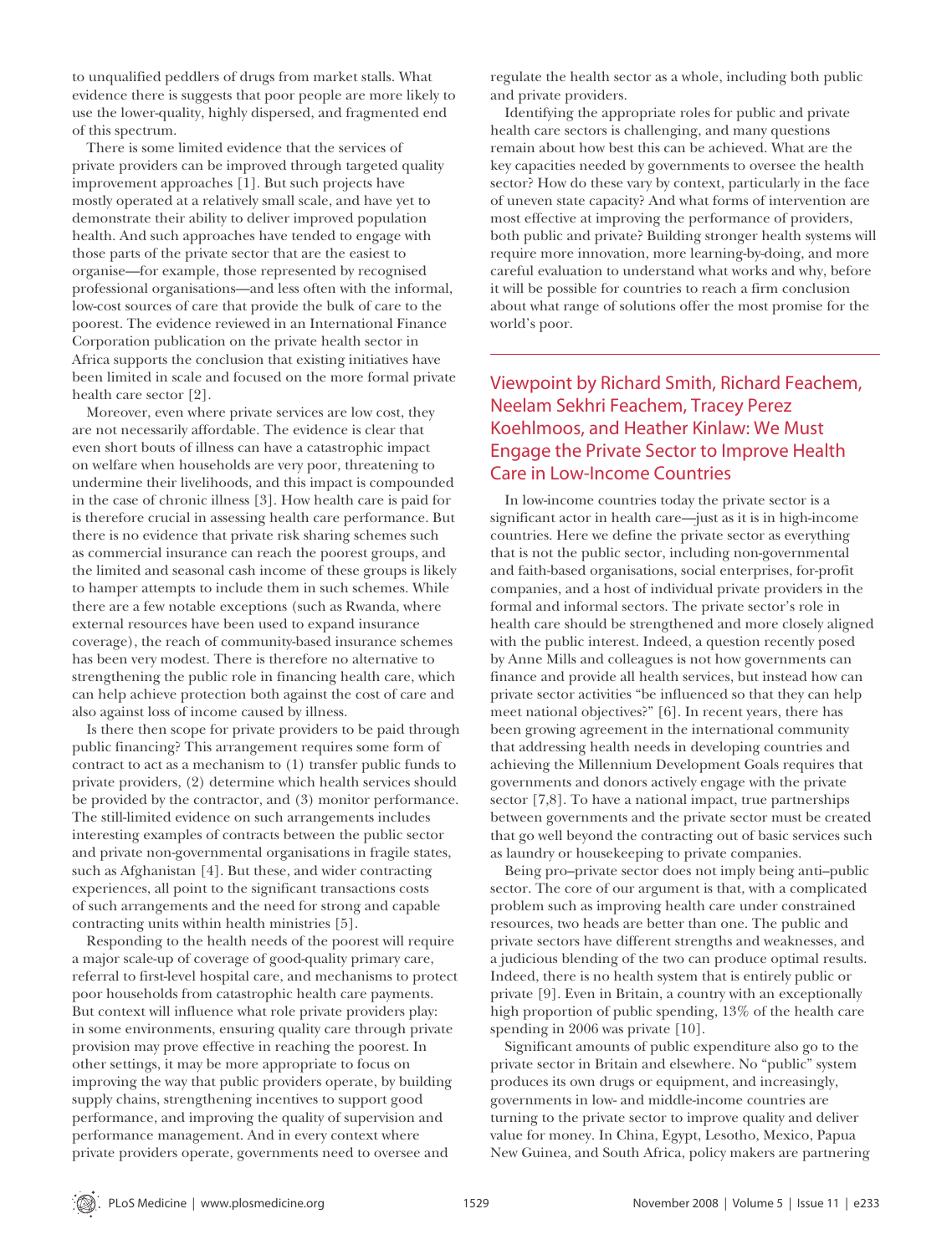to unqualified peddlers of drugs from market stalls. What evidence there is suggests that poor people are more likely to use the lower-quality, highly dispersed, and fragmented end of this spectrum.

There is some limited evidence that the services of private providers can be improved through targeted quality improvement approaches [1]. But such projects have mostly operated at a relatively small scale, and have yet to demonstrate their ability to deliver improved population health. And such approaches have tended to engage with those parts of the private sector that are the easiest to organise—for example, those represented by recognised professional organisations—and less often with the informal, low-cost sources of care that provide the bulk of care to the poorest. The evidence reviewed in an International Finance Corporation publication on the private health sector in Africa supports the conclusion that existing initiatives have been limited in scale and focused on the more formal private health care sector [2].

Moreover, even where private services are low cost, they are not necessarily affordable. The evidence is clear that even short bouts of illness can have a catastrophic impact on welfare when households are very poor, threatening to undermine their livelihoods, and this impact is compounded in the case of chronic illness [3]. How health care is paid for is therefore crucial in assessing health care performance. But there is no evidence that private risk sharing schemes such as commercial insurance can reach the poorest groups, and the limited and seasonal cash income of these groups is likely to hamper attempts to include them in such schemes. While there are a few notable exceptions (such as Rwanda, where external resources have been used to expand insurance coverage), the reach of community-based insurance schemes has been very modest. There is therefore no alternative to strengthening the public role in financing health care, which can help achieve protection both against the cost of care and also against loss of income caused by illness.

Is there then scope for private providers to be paid through public financing? This arrangement requires some form of contract to act as a mechanism to (1) transfer public funds to private providers, (2) determine which health services should be provided by the contractor, and (3) monitor performance. The still-limited evidence on such arrangements includes interesting examples of contracts between the public sector and private non-governmental organisations in fragile states, such as Afghanistan [4]. But these, and wider contracting experiences, all point to the significant transactions costs of such arrangements and the need for strong and capable contracting units within health ministries [5].

Responding to the health needs of the poorest will require a major scale-up of coverage of good-quality primary care, referral to first-level hospital care, and mechanisms to protect poor households from catastrophic health care payments. But context will influence what role private providers play: in some environments, ensuring quality care through private provision may prove effective in reaching the poorest. In other settings, it may be more appropriate to focus on improving the way that public providers operate, by building supply chains, strengthening incentives to support good performance, and improving the quality of supervision and performance management. And in every context where private providers operate, governments need to oversee and regulate the health sector as a whole, including both public and private providers.

Identifying the appropriate roles for public and private health care sectors is challenging, and many questions remain about how best this can be achieved. What are the key capacities needed by governments to oversee the health sector? How do these vary by context, particularly in the face of uneven state capacity? And what forms of intervention are most effective at improving the performance of providers, both public and private? Building stronger health systems will require more innovation, more learning-by-doing, and more careful evaluation to understand what works and why, before it will be possible for countries to reach a firm conclusion about what range of solutions offer the most promise for the world's poor.

## Viewpoint by Richard Smith, Richard Feachem, Neelam Sekhri Feachem, Tracey Perez Koehlmoos, and Heather Kinlaw: We Must Engage the Private Sector to Improve Health Care in Low-Income Countries

In low-income countries today the private sector is a significant actor in health care—just as it is in high-income countries. Here we define the private sector as everything that is not the public sector, including non-governmental and faith-based organisations, social enterprises, for-profit companies, and a host of individual private providers in the formal and informal sectors. The private sector's role in health care should be strengthened and more closely aligned with the public interest. Indeed, a question recently posed by Anne Mills and colleagues is not how governments can finance and provide all health services, but instead how can private sector activities "be influenced so that they can help meet national objectives?" [6]. In recent years, there has been growing agreement in the international community that addressing health needs in developing countries and achieving the Millennium Development Goals requires that governments and donors actively engage with the private sector [7,8]. To have a national impact, true partnerships between governments and the private sector must be created that go well beyond the contracting out of basic services such as laundry or housekeeping to private companies.

Being pro–private sector does not imply being anti–public sector. The core of our argument is that, with a complicated problem such as improving health care under constrained resources, two heads are better than one. The public and private sectors have different strengths and weaknesses, and a judicious blending of the two can produce optimal results. Indeed, there is no health system that is entirely public or private [9]. Even in Britain, a country with an exceptionally high proportion of public spending, 13% of the health care spending in 2006 was private [10].

Significant amounts of public expenditure also go to the private sector in Britain and elsewhere. No "public" system produces its own drugs or equipment, and increasingly, governments in low- and middle-income countries are turning to the private sector to improve quality and deliver value for money. In China, Egypt, Lesotho, Mexico, Papua New Guinea, and South Africa, policy makers are partnering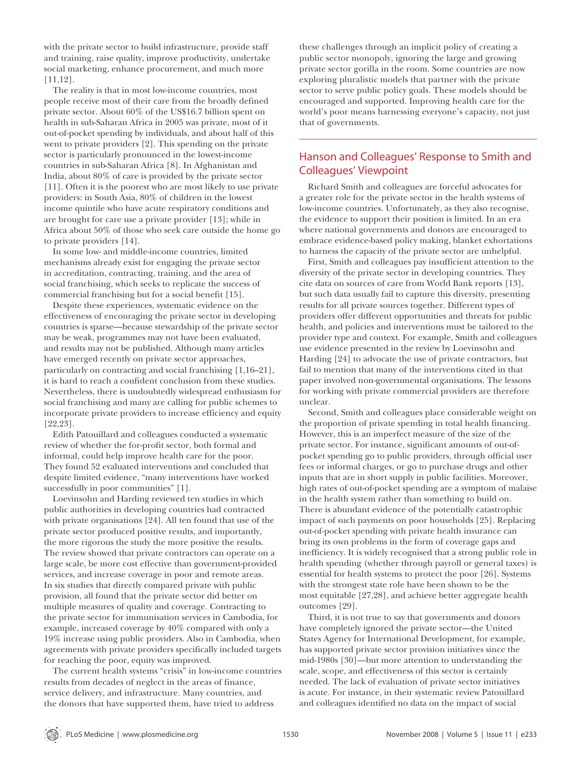with the private sector to build infrastructure, provide staff and training, raise quality, improve productivity, undertake social marketing, enhance procurement, and much more [11,12].

The reality is that in most low-income countries, most people receive most of their care from the broadly defined private sector. About 60% of the US$16.7 billion spent on health in sub-Saharan Africa in 2005 was private, most of it out-of-pocket spending by individuals, and about half of this went to private providers [2]. This spending on the private sector is particularly pronounced in the lowest-income countries in sub-Saharan Africa [8]. In Afghanistan and India, about 80% of care is provided by the private sector [11]. Often it is the poorest who are most likely to use private providers: in South Asia, 80% of children in the lowest income quintile who have acute respiratory conditions and are brought for care use a private provider [13]; while in Africa about 50% of those who seek care outside the home go to private providers [14].

In some low- and middle-income countries, limited mechanisms already exist for engaging the private sector in accreditation, contracting, training, and the area of social franchising, which seeks to replicate the success of commercial franchising but for a social benefit [15].

Despite these experiences, systematic evidence on the effectiveness of encouraging the private sector in developing countries is sparse—because stewardship of the private sector may be weak, programmes may not have been evaluated, and results may not be published. Although many articles have emerged recently on private sector approaches, particularly on contracting and social franchising [1,16–21], it is hard to reach a confident conclusion from these studies. Nevertheless, there is undoubtedly widespread enthusiasm for social franchising and many are calling for public schemes to incorporate private providers to increase efficiency and equity [22,23].

Edith Patouillard and colleagues conducted a systematic review of whether the for-profit sector, both formal and informal, could help improve health care for the poor. They found 52 evaluated interventions and concluded that despite limited evidence, "many interventions have worked successfully in poor communities" [1].

Loevinsohn and Harding reviewed ten studies in which public authorities in developing countries had contracted with private organisations [24]. All ten found that use of the private sector produced positive results, and importantly, the more rigorous the study the more positive the results. The review showed that private contractors can operate on a large scale, be more cost effective than government-provided services, and increase coverage in poor and remote areas. In six studies that directly compared private with public provision, all found that the private sector did better on multiple measures of quality and coverage. Contracting to the private sector for immunisation services in Cambodia, for example, increased coverage by 40% compared with only a 19% increase using public providers. Also in Cambodia, when agreements with private providers specifically included targets for reaching the poor, equity was improved.

The current health systems "crisis" in low-income countries results from decades of neglect in the areas of finance, service delivery, and infrastructure. Many countries, and the donors that have supported them, have tried to address these challenges through an implicit policy of creating a public sector monopoly, ignoring the large and growing private sector gorilla in the room. Some countries are now exploring pluralistic models that partner with the private sector to serve public policy goals. These models should be encouraged and supported. Improving health care for the world's poor means harnessing everyone's capacity, not just that of governments.

## Hanson and Colleagues' Response to Smith and Colleagues' Viewpoint

Richard Smith and colleagues are forceful advocates for a greater role for the private sector in the health systems of low-income countries. Unfortunately, as they also recognise, the evidence to support their position is limited. In an era where national governments and donors are encouraged to embrace evidence-based policy making, blanket exhortations to harness the capacity of the private sector are unhelpful.

First, Smith and colleagues pay insufficient attention to the diversity of the private sector in developing countries. They cite data on sources of care from World Bank reports [13], but such data usually fail to capture this diversity, presenting results for all private sources together. Different types of providers offer different opportunities and threats for public health, and policies and interventions must be tailored to the provider type and context. For example, Smith and colleagues use evidence presented in the review by Loevinsohn and Harding [24] to advocate the use of private contractors, but fail to mention that many of the interventions cited in that paper involved non-governmental organisations. The lessons for working with private commercial providers are therefore unclear.

Second, Smith and colleagues place considerable weight on the proportion of private spending in total health financing. However, this is an imperfect measure of the size of the private sector. For instance, significant amounts of out-of-pocket spending go to public providers, through official user fees or informal charges, or go to purchase drugs and other inputs that are in short supply in public facilities. Moreover, high rates of out-of-pocket spending are a symptom of malaise in the health system rather than something to build on. There is abundant evidence of the potentially catastrophic impact of such payments on poor households [25]. Replacing out-of-pocket spending with private health insurance can bring its own problems in the form of coverage gaps and inefficiency. It is widely recognised that a strong public role in health spending (whether through payroll or general taxes) is essential for health systems to protect the poor [26]. Systems with the strongest state role have been shown to be the most equitable [27,28], and achieve better aggregate health outcomes [29].

Third, it is not true to say that governments and donors have completely ignored the private sector—the United States Agency for International Development, for example, has supported private sector provision initiatives since the mid-1980s [30]—but more attention to understanding the scale, scope, and effectiveness of this sector is certainly needed. The lack of evaluation of private sector initiatives is acute. For instance, in their systematic review Patouillard and colleagues identified no data on the impact of social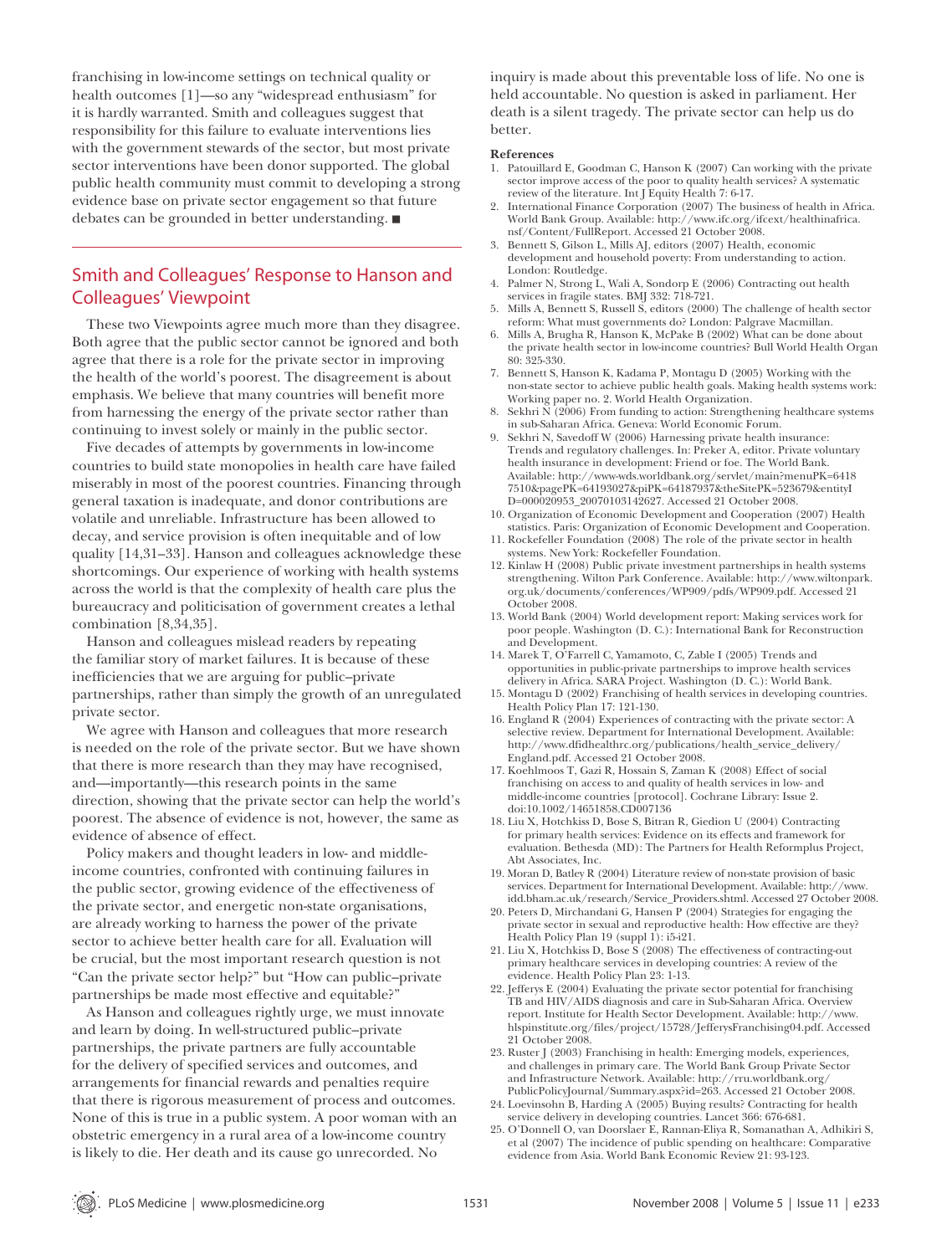franchising in low-income settings on technical quality or health outcomes [1]—so any "widespread enthusiasm" for it is hardly warranted. Smith and colleagues suggest that responsibility for this failure to evaluate interventions lies with the government stewards of the sector, but most private sector interventions have been donor supported. The global public health community must commit to developing a strong evidence base on private sector engagement so that future debates can be grounded in better understanding. ■

## Smith and Colleagues' Response to Hanson and Colleagues' Viewpoint

These two Viewpoints agree much more than they disagree. Both agree that the public sector cannot be ignored and both agree that there is a role for the private sector in improving the health of the world's poorest. The disagreement is about emphasis. We believe that many countries will benefit more from harnessing the energy of the private sector rather than continuing to invest solely or mainly in the public sector.

Five decades of attempts by governments in low-income countries to build state monopolies in health care have failed miserably in most of the poorest countries. Financing through general taxation is inadequate, and donor contributions are volatile and unreliable. Infrastructure has been allowed to decay, and service provision is often inequitable and of low quality [14,31–33]. Hanson and colleagues acknowledge these shortcomings. Our experience of working with health systems across the world is that the complexity of health care plus the bureaucracy and politicisation of government creates a lethal combination [8,34,35].

Hanson and colleagues mislead readers by repeating the familiar story of market failures. It is because of these inefficiencies that we are arguing for public–private partnerships, rather than simply the growth of an unregulated private sector.

We agree with Hanson and colleagues that more research is needed on the role of the private sector. But we have shown that there is more research than they may have recognised, and—importantly—this research points in the same direction, showing that the private sector can help the world's poorest. The absence of evidence is not, however, the same as evidence of absence of effect.

Policy makers and thought leaders in low- and middle-income countries, confronted with continuing failures in the public sector, growing evidence of the effectiveness of the private sector, and energetic non-state organisations, are already working to harness the power of the private sector to achieve better health care for all. Evaluation will be crucial, but the most important research question is not "Can the private sector help?" but "How can public–private partnerships be made most effective and equitable?"

As Hanson and colleagues rightly urge, we must innovate and learn by doing. In well-structured public–private partnerships, the private partners are fully accountable for the delivery of specified services and outcomes, and arrangements for financial rewards and penalties require that there is rigorous measurement of process and outcomes. None of this is true in a public system. A poor woman with an obstetric emergency in a rural area of a low-income country is likely to die. Her death and its cause go unrecorded. No inquiry is made about this preventable loss of life. No one is held accountable. No question is asked in parliament. Her death is a silent tragedy. The private sector can help us do better.

### References

1. Patouillard E, Goodman C, Hanson K (2007) Can working with the private sector improve access of the poor to quality health services? A systematic review of the literature. Int J Equity Health 7: 6-17.
2. International Finance Corporation (2007) The business of health in Africa. World Bank Group. Available: http://www.ifc.org/ifcext/healthinafrica.nsf/Content/FullReport. Accessed 21 October 2008.
3. Bennett S, Gilson L, Mills AJ, editors (2007) Health, economic development and household poverty: From understanding to action. London: Routledge.
4. Palmer N, Strong L, Wali A, Sondorp E (2006) Contracting out health services in fragile states. BMJ 332: 718-721.
5. Mills A, Bennett S, Russell S, editors (2000) The challenge of health sector reform: What must governments do? London: Palgrave Macmillan.
6. Mills A, Brugha R, Hanson K, McPake B (2002) What can be done about the private health sector in low-income countries? Bull World Health Organ 80: 325-330.
7. Bennett S, Hanson K, Kadama P, Montagu D (2005) Working with the non-state sector to achieve public health goals. Making health systems work: Working paper no. 2. World Health Organization.
8. Sekhri N (2006) From funding to action: Strengthening healthcare systems in sub-Saharan Africa. Geneva: World Economic Forum.
9. Sekhri N, Savedoff W (2006) Harnessing private health insurance: Trends and regulatory challenges. In: Preker A, editor. Private voluntary health insurance in development: Friend or foe. The World Bank. Available: http://www-wds.worldbank.org/servlet/main?menuPK=64187510&pagePK=64193027&piPK=64187937&theSitePK=523679&entityID=000020953_20070103142627. Accessed 21 October 2008.
10. Organization of Economic Development and Cooperation (2007) Health statistics. Paris: Organization of Economic Development and Cooperation.
11. Rockefeller Foundation (2008) The role of the private sector in health systems. New York: Rockefeller Foundation.
12. Kinlaw H (2008) Public private investment partnerships in health systems strengthening. Wilton Park Conference. Available: http://www.wiltonpark.org.uk/documents/conferences/WP909/pdfs/WP909.pdf. Accessed 21 October 2008.
13. World Bank (2004) World development report: Making services work for poor people. Washington (D. C.): International Bank for Reconstruction and Development.
14. Marek T, O'Farrell C, Yamamoto, C, Zable I (2005) Trends and opportunities in public-private partnerships to improve health services delivery in Africa. SARA Project. Washington (D. C.): World Bank.
15. Montagu D (2002) Franchising of health services in developing countries. Health Policy Plan 17: 121-130.
16. England R (2004) Experiences of contracting with the private sector: A selective review. Department for International Development. Available: http://www.dfidhealthrc.org/publications/health_service_delivery/England.pdf. Accessed 21 October 2008.
17. Koehlmoos T, Gazi R, Hossain S, Zaman K (2008) Effect of social franchising on access to and quality of health services in low- and middle-income countries [protocol]. Cochrane Library: Issue 2. doi:10.1002/14651858.CD007136
18. Liu X, Hotchkiss D, Bose S, Bitran R, Giedion U (2004) Contracting for primary health services: Evidence on its effects and framework for evaluation. Bethesda (MD): The Partners for Health Reformplus Project, Abt Associates, Inc.
19. Moran D, Batley R (2004) Literature review of non-state provision of basic services. Department for International Development. Available: http://www.idd.bham.ac.uk/research/Service_Providers.shtml. Accessed 27 October 2008.
20. Peters D, Mirchandani G, Hansen P (2004) Strategies for engaging the private sector in sexual and reproductive health: How effective are they? Health Policy Plan 19 (suppl 1): i5-i21.
21. Liu X, Hotchkiss D, Bose S (2008) The effectiveness of contracting-out primary healthcare services in developing countries: A review of the evidence. Health Policy Plan 23: 1-13.
22. Jefferys E (2004) Evaluating the private sector potential for franchising TB and HIV/AIDS diagnosis and care in Sub-Saharan Africa. Overview report. Institute for Health Sector Development. Available: http://www.hlspinstitute.org/files/project/15728/JefferysFranchising04.pdf. Accessed 21 October 2008.
23. Ruster J (2003) Franchising in health: Emerging models, experiences, and challenges in primary care. The World Bank Group Private Sector and Infrastructure Network. Available: http://rru.worldbank.org/PublicPolicyJournal/Summary.aspx?id=263. Accessed 21 October 2008.
24. Loevinsohn B, Harding A (2005) Buying results? Contracting for health service delivery in developing countries. Lancet 366: 676-681.
25. O'Donnell O, van Doorslaer E, Rannan-Eliya R, Somanathan A, Adhikiri S, et al (2007) The incidence of public spending on healthcare: Comparative evidence from Asia. World Bank Economic Review 21: 93-123.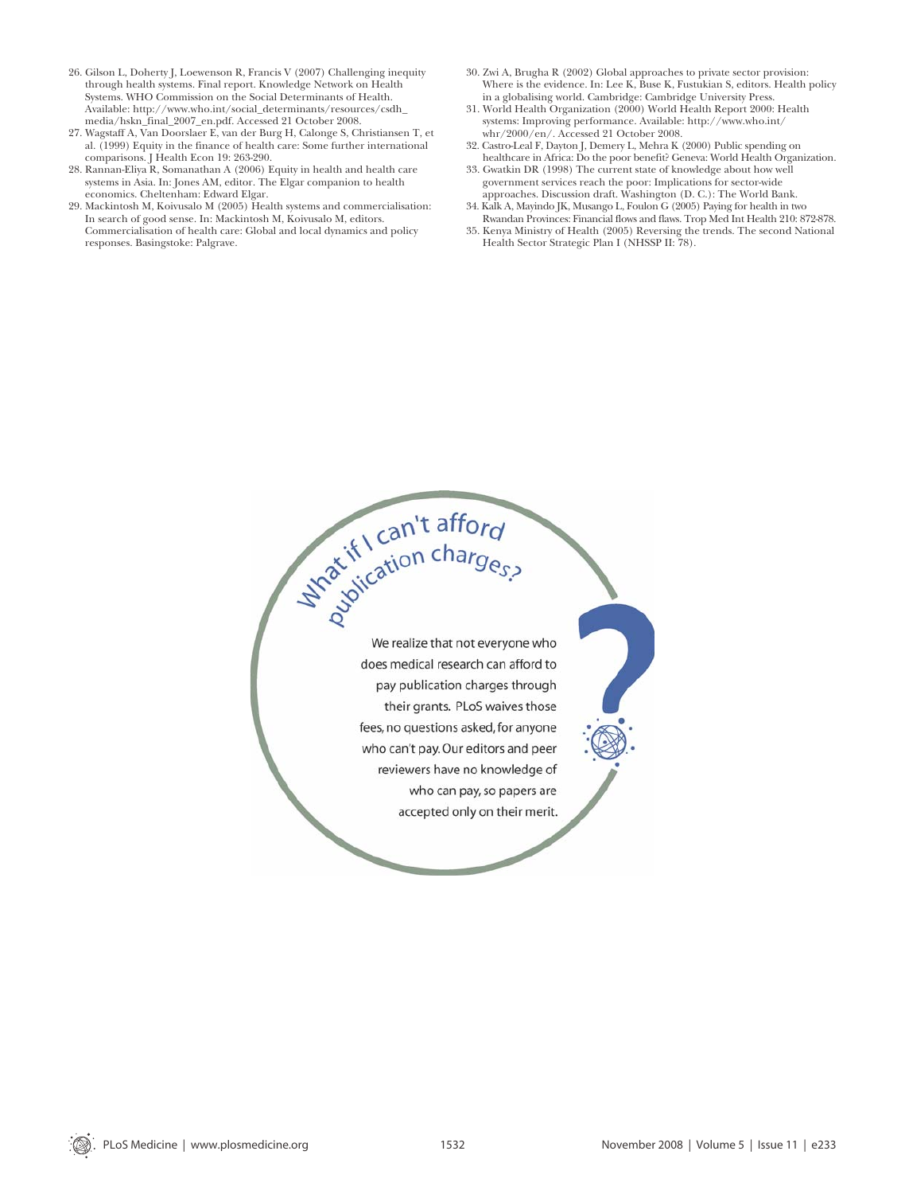26. Gilson L, Doherty J, Loewenson R, Francis V (2007) Challenging inequity through health systems. Final report. Knowledge Network on Health Systems. WHO Commission on the Social Determinants of Health. Available: http://www.who.int/social_determinants/resources/csdh_media/hskn_final_2007_en.pdf. Accessed 21 October 2008.
27. Wagstaff A, Van Doorslaer E, van der Burg H, Calonge S, Christiansen T, et al. (1999) Equity in the finance of health care: Some further international comparisons. J Health Econ 19: 263-290.
28. Rannan-Eliya R, Somanathan A (2006) Equity in health and health care systems in Asia. In: Jones AM, editor. The Elgar companion to health economics. Cheltenham: Edward Elgar.
29. Mackintosh M, Koivusalo M (2005) Health systems and commercialisation: In search of good sense. In: Mackintosh M, Koivusalo M, editors. Commercialisation of health care: Global and local dynamics and policy responses. Basingstoke: Palgrave.
30. Zwi A, Brugha R (2002) Global approaches to private sector provision: Where is the evidence. In: Lee K, Buse K, Fustukian S, editors. Health policy in a globalising world. Cambridge: Cambridge University Press.
31. World Health Organization (2000) World Health Report 2000: Health systems: Improving performance. Available: http://www.who.int/whr/2000/en/. Accessed 21 October 2008.
32. Castro-Leal F, Dayton J, Demery L, Mehra K (2000) Public spending on healthcare in Africa: Do the poor benefit? Geneva: World Health Organization.
33. Gwatkin DR (1998) The current state of knowledge about how well government services reach the poor: Implications for sector-wide approaches. Discussion draft. Washington (D. C.): The World Bank.
34. Kalk A, Mayindo JK, Musango L, Foulon G (2005) Paying for health in two Rwandan Provinces: Financial flows and flaws. Trop Med Int Health 210: 872-878.
35. Kenya Ministry of Health (2005) Reversing the trends. The second National Health Sector Strategic Plan I (NHSSP II: 78).

What if I can't afford publication charges?

We realize that not everyone who does medical research can afford to pay publication charges through their grants. PLoS waives those fees, no questions asked, for anyone who can't pay. Our editors and peer reviewers have no knowledge of who can pay, so papers are accepted only on their merit.